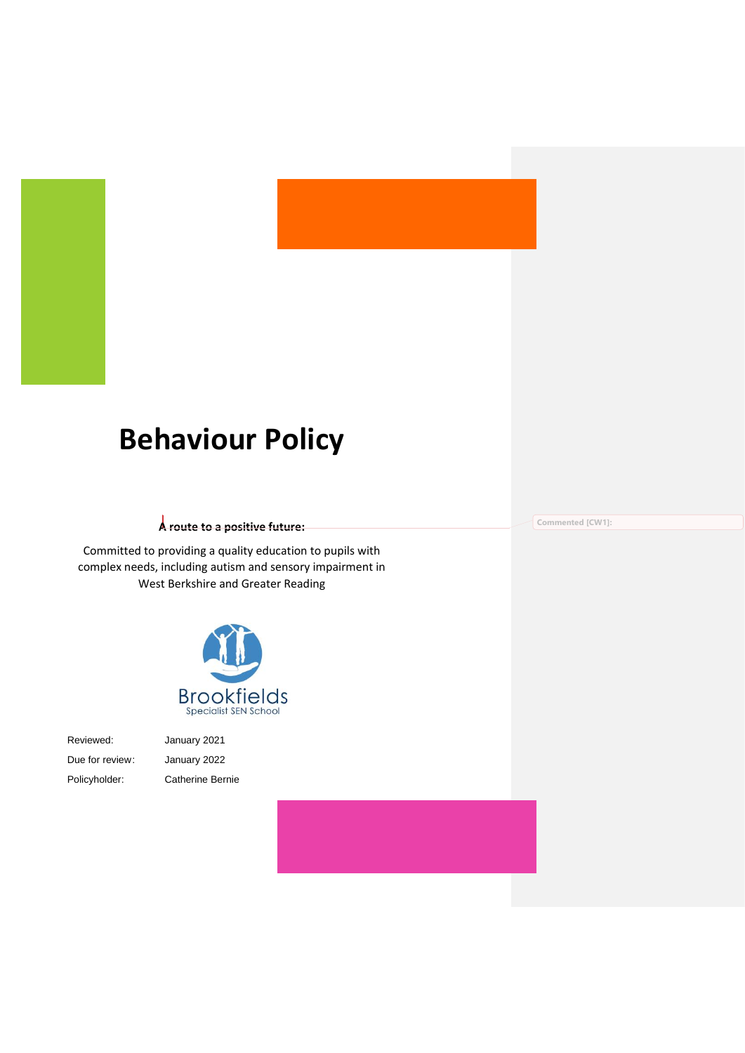# Behaviour Policy

**A route to a positive future:**

Committed to providing a quality education to pupils with complex needs, including autism and sensory impairment in West Berkshire and Greater Reading

Brookfields
Specialist SEN School

| | |
|---|---|
| Reviewed: | January 2021 |
| Due for review: | January 2022 |
| Policyholder: | Catherine Bernie |

Commented [CW1]: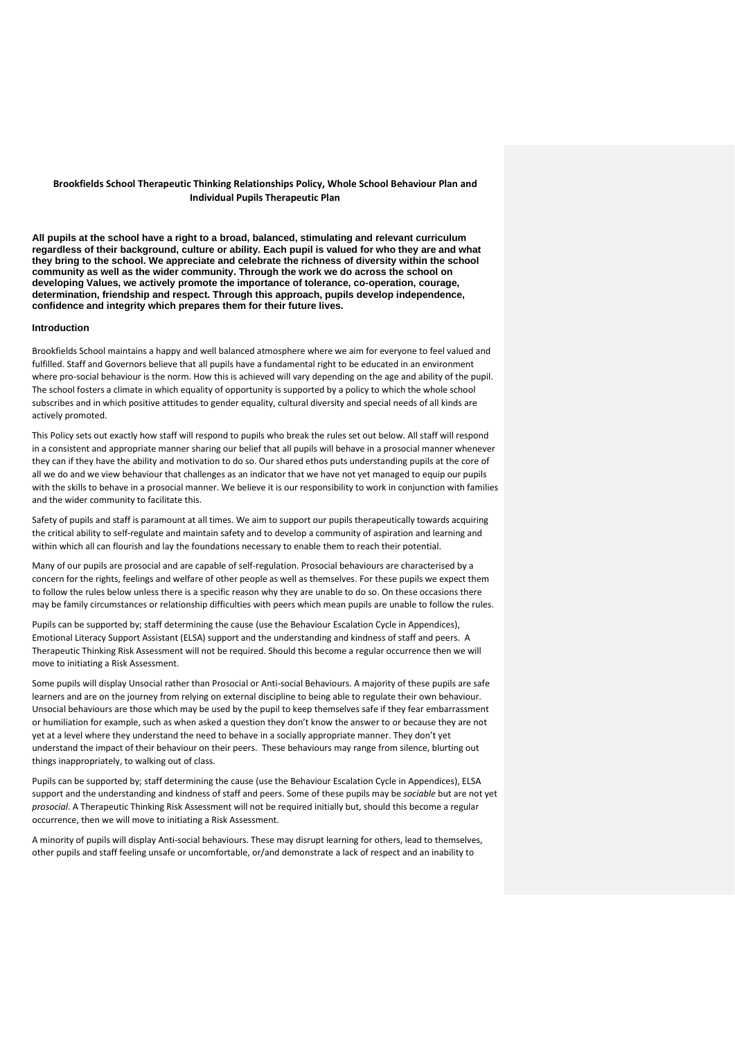**Brookfields School Therapeutic Thinking Relationships Policy, Whole School Behaviour Plan and Individual Pupils Therapeutic Plan**

**All pupils at the school have a right to a broad, balanced, stimulating and relevant curriculum regardless of their background, culture or ability. Each pupil is valued for who they are and what they bring to the school. We appreciate and celebrate the richness of diversity within the school community as well as the wider community. Through the work we do across the school on developing Values, we actively promote the importance of tolerance, co-operation, courage, determination, friendship and respect. Through this approach, pupils develop independence, confidence and integrity which prepares them for their future lives.**

## Introduction

Brookfields School maintains a happy and well balanced atmosphere where we aim for everyone to feel valued and fulfilled. Staff and Governors believe that all pupils have a fundamental right to be educated in an environment where pro-social behaviour is the norm. How this is achieved will vary depending on the age and ability of the pupil. The school fosters a climate in which equality of opportunity is supported by a policy to which the whole school subscribes and in which positive attitudes to gender equality, cultural diversity and special needs of all kinds are actively promoted.

This Policy sets out exactly how staff will respond to pupils who break the rules set out below. All staff will respond in a consistent and appropriate manner sharing our belief that all pupils will behave in a prosocial manner whenever they can if they have the ability and motivation to do so. Our shared ethos puts understanding pupils at the core of all we do and we view behaviour that challenges as an indicator that we have not yet managed to equip our pupils with the skills to behave in a prosocial manner. We believe it is our responsibility to work in conjunction with families and the wider community to facilitate this.

Safety of pupils and staff is paramount at all times. We aim to support our pupils therapeutically towards acquiring the critical ability to self-regulate and maintain safety and to develop a community of aspiration and learning and within which all can flourish and lay the foundations necessary to enable them to reach their potential.

Many of our pupils are prosocial and are capable of self-regulation. Prosocial behaviours are characterised by a concern for the rights, feelings and welfare of other people as well as themselves. For these pupils we expect them to follow the rules below unless there is a specific reason why they are unable to do so. On these occasions there may be family circumstances or relationship difficulties with peers which mean pupils are unable to follow the rules.

Pupils can be supported by; staff determining the cause (use the Behaviour Escalation Cycle in Appendices), Emotional Literacy Support Assistant (ELSA) support and the understanding and kindness of staff and peers. A Therapeutic Thinking Risk Assessment will not be required. Should this become a regular occurrence then we will move to initiating a Risk Assessment.

Some pupils will display Unsocial rather than Prosocial or Anti-social Behaviours. A majority of these pupils are safe learners and are on the journey from relying on external discipline to being able to regulate their own behaviour. Unsocial behaviours are those which may be used by the pupil to keep themselves safe if they fear embarrassment or humiliation for example, such as when asked a question they don't know the answer to or because they are not yet at a level where they understand the need to behave in a socially appropriate manner. They don't yet understand the impact of their behaviour on their peers. These behaviours may range from silence, blurting out things inappropriately, to walking out of class.

Pupils can be supported by; staff determining the cause (use the Behaviour Escalation Cycle in Appendices), ELSA support and the understanding and kindness of staff and peers. Some of these pupils may be *sociable* but are not yet *prosocial*. A Therapeutic Thinking Risk Assessment will not be required initially but, should this become a regular occurrence, then we will move to initiating a Risk Assessment.

A minority of pupils will display Anti-social behaviours. These may disrupt learning for others, lead to themselves, other pupils and staff feeling unsafe or uncomfortable, or/and demonstrate a lack of respect and an inability to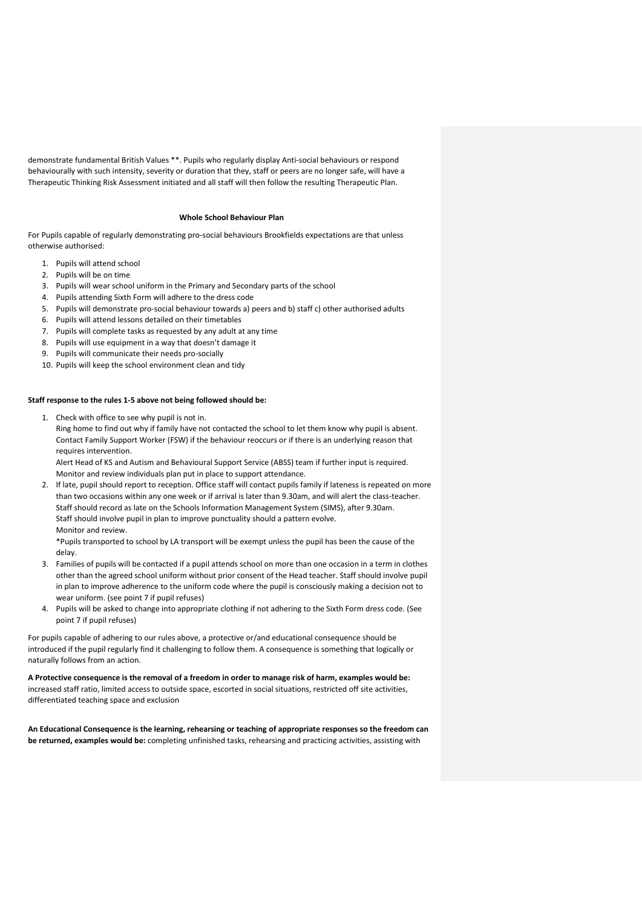demonstrate fundamental British Values **. Pupils who regularly display Anti-social behaviours or respond behaviourally with such intensity, severity or duration that they, staff or peers are no longer safe, will have a Therapeutic Thinking Risk Assessment initiated and all staff will then follow the resulting Therapeutic Plan.

**Whole School Behaviour Plan**

For Pupils capable of regularly demonstrating pro-social behaviours Brookfields expectations are that unless otherwise authorised:

1. Pupils will attend school
2. Pupils will be on time
3. Pupils will wear school uniform in the Primary and Secondary parts of the school
4. Pupils attending Sixth Form will adhere to the dress code
5. Pupils will demonstrate pro-social behaviour towards a) peers and b) staff c) other authorised adults
6. Pupils will attend lessons detailed on their timetables
7. Pupils will complete tasks as requested by any adult at any time
8. Pupils will use equipment in a way that doesn't damage it
9. Pupils will communicate their needs pro-socially
10. Pupils will keep the school environment clean and tidy

**Staff response to the rules 1-5 above not being followed should be:**

1. Check with office to see why pupil is not in.
   Ring home to find out why if family have not contacted the school to let them know why pupil is absent. Contact Family Support Worker (FSW) if the behaviour reoccurs or if there is an underlying reason that requires intervention.
   Alert Head of KS and Autism and Behavioural Support Service (ABSS) team if further input is required.
   Monitor and review individuals plan put in place to support attendance.
2. If late, pupil should report to reception. Office staff will contact pupils family if lateness is repeated on more than two occasions within any one week or if arrival is later than 9.30am, and will alert the class-teacher. Staff should record as late on the Schools Information Management System (SIMS), after 9.30am.
   Staff should involve pupil in plan to improve punctuality should a pattern evolve.
   Monitor and review.
   *Pupils transported to school by LA transport will be exempt unless the pupil has been the cause of the delay.
3. Families of pupils will be contacted if a pupil attends school on more than one occasion in a term in clothes other than the agreed school uniform without prior consent of the Head teacher. Staff should involve pupil in plan to improve adherence to the uniform code where the pupil is consciously making a decision not to wear uniform. (see point 7 if pupil refuses)
4. Pupils will be asked to change into appropriate clothing if not adhering to the Sixth Form dress code. (See point 7 if pupil refuses)

For pupils capable of adhering to our rules above, a protective or/and educational consequence should be introduced if the pupil regularly find it challenging to follow them. A consequence is something that logically or naturally follows from an action.

**A Protective consequence is the removal of a freedom in order to manage risk of harm, examples would be:** increased staff ratio, limited access to outside space, escorted in social situations, restricted off site activities, differentiated teaching space and exclusion

**An Educational Consequence is the learning, rehearsing or teaching of appropriate responses so the freedom can be returned, examples would be:** completing unfinished tasks, rehearsing and practicing activities, assisting with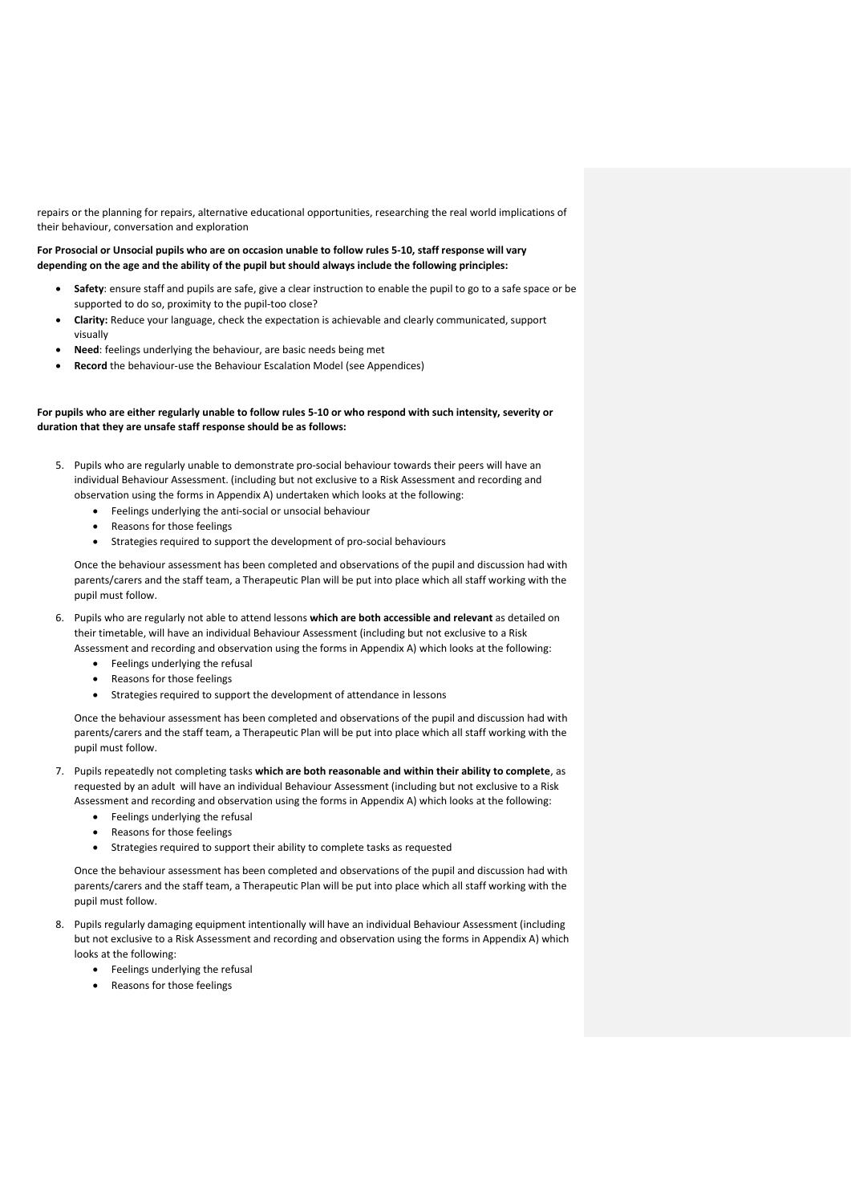repairs or the planning for repairs, alternative educational opportunities, researching the real world implications of their behaviour, conversation and exploration

**For Prosocial or Unsocial pupils who are on occasion unable to follow rules 5-10, staff response will vary depending on the age and the ability of the pupil but should always include the following principles:**

- **Safety**: ensure staff and pupils are safe, give a clear instruction to enable the pupil to go to a safe space or be supported to do so, proximity to the pupil-too close?
- **Clarity:** Reduce your language, check the expectation is achievable and clearly communicated, support visually
- **Need**: feelings underlying the behaviour, are basic needs being met
- **Record** the behaviour-use the Behaviour Escalation Model (see Appendices)

**For pupils who are either regularly unable to follow rules 5-10 or who respond with such intensity, severity or duration that they are unsafe staff response should be as follows:**

5. Pupils who are regularly unable to demonstrate pro-social behaviour towards their peers will have an individual Behaviour Assessment. (including but not exclusive to a Risk Assessment and recording and observation using the forms in Appendix A) undertaken which looks at the following:
    - Feelings underlying the anti-social or unsocial behaviour
    - Reasons for those feelings
    - Strategies required to support the development of pro-social behaviours

   Once the behaviour assessment has been completed and observations of the pupil and discussion had with parents/carers and the staff team, a Therapeutic Plan will be put into place which all staff working with the pupil must follow.

6. Pupils who are regularly not able to attend lessons **which are both accessible and relevant** as detailed on their timetable, will have an individual Behaviour Assessment (including but not exclusive to a Risk Assessment and recording and observation using the forms in Appendix A) which looks at the following:
    - Feelings underlying the refusal
    - Reasons for those feelings
    - Strategies required to support the development of attendance in lessons

   Once the behaviour assessment has been completed and observations of the pupil and discussion had with parents/carers and the staff team, a Therapeutic Plan will be put into place which all staff working with the pupil must follow.

7. Pupils repeatedly not completing tasks **which are both reasonable and within their ability to complete**, as requested by an adult will have an individual Behaviour Assessment (including but not exclusive to a Risk Assessment and recording and observation using the forms in Appendix A) which looks at the following:
    - Feelings underlying the refusal
    - Reasons for those feelings
    - Strategies required to support their ability to complete tasks as requested

   Once the behaviour assessment has been completed and observations of the pupil and discussion had with parents/carers and the staff team, a Therapeutic Plan will be put into place which all staff working with the pupil must follow.

8. Pupils regularly damaging equipment intentionally will have an individual Behaviour Assessment (including but not exclusive to a Risk Assessment and recording and observation using the forms in Appendix A) which looks at the following:
    - Feelings underlying the refusal
    - Reasons for those feelings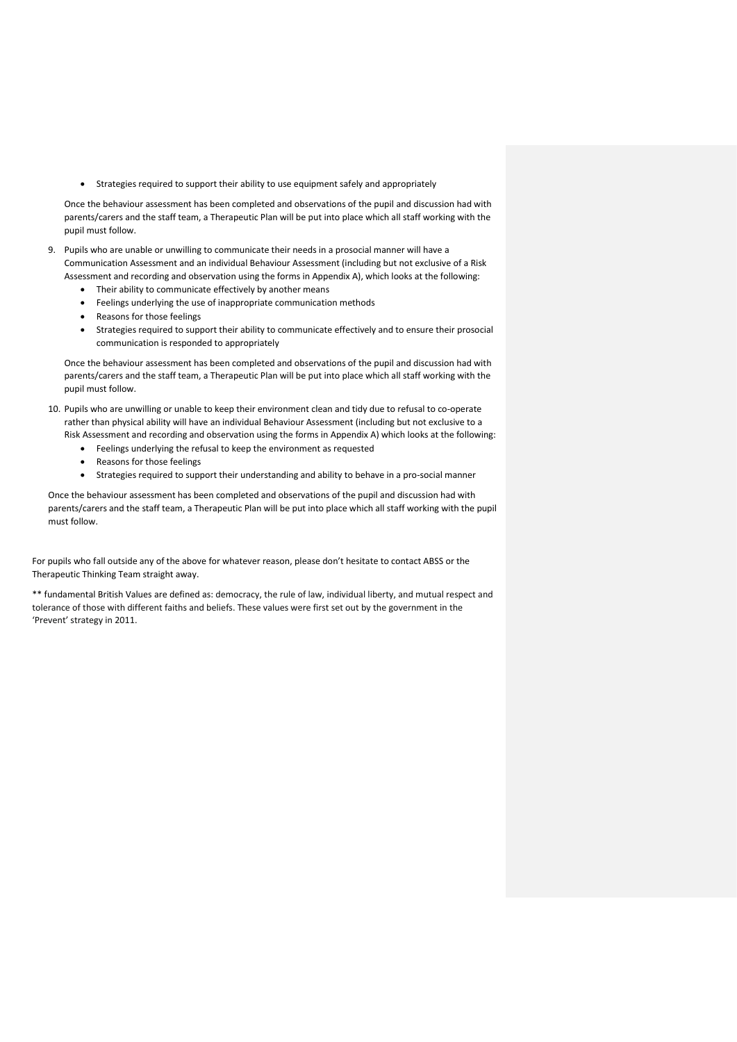- Strategies required to support their ability to use equipment safely and appropriately

Once the behaviour assessment has been completed and observations of the pupil and discussion had with parents/carers and the staff team, a Therapeutic Plan will be put into place which all staff working with the pupil must follow.

9. Pupils who are unable or unwilling to communicate their needs in a prosocial manner will have a Communication Assessment and an individual Behaviour Assessment (including but not exclusive of a Risk Assessment and recording and observation using the forms in Appendix A), which looks at the following:
   - Their ability to communicate effectively by another means
   - Feelings underlying the use of inappropriate communication methods
   - Reasons for those feelings
   - Strategies required to support their ability to communicate effectively and to ensure their prosocial communication is responded to appropriately

   Once the behaviour assessment has been completed and observations of the pupil and discussion had with parents/carers and the staff team, a Therapeutic Plan will be put into place which all staff working with the pupil must follow.

10. Pupils who are unwilling or unable to keep their environment clean and tidy due to refusal to co-operate rather than physical ability will have an individual Behaviour Assessment (including but not exclusive to a Risk Assessment and recording and observation using the forms in Appendix A) which looks at the following:
    - Feelings underlying the refusal to keep the environment as requested
    - Reasons for those feelings
    - Strategies required to support their understanding and ability to behave in a pro-social manner

    Once the behaviour assessment has been completed and observations of the pupil and discussion had with parents/carers and the staff team, a Therapeutic Plan will be put into place which all staff working with the pupil must follow.

For pupils who fall outside any of the above for whatever reason, please don't hesitate to contact ABSS or the Therapeutic Thinking Team straight away.

** fundamental British Values are defined as: democracy, the rule of law, individual liberty, and mutual respect and tolerance of those with different faiths and beliefs. These values were first set out by the government in the 'Prevent' strategy in 2011.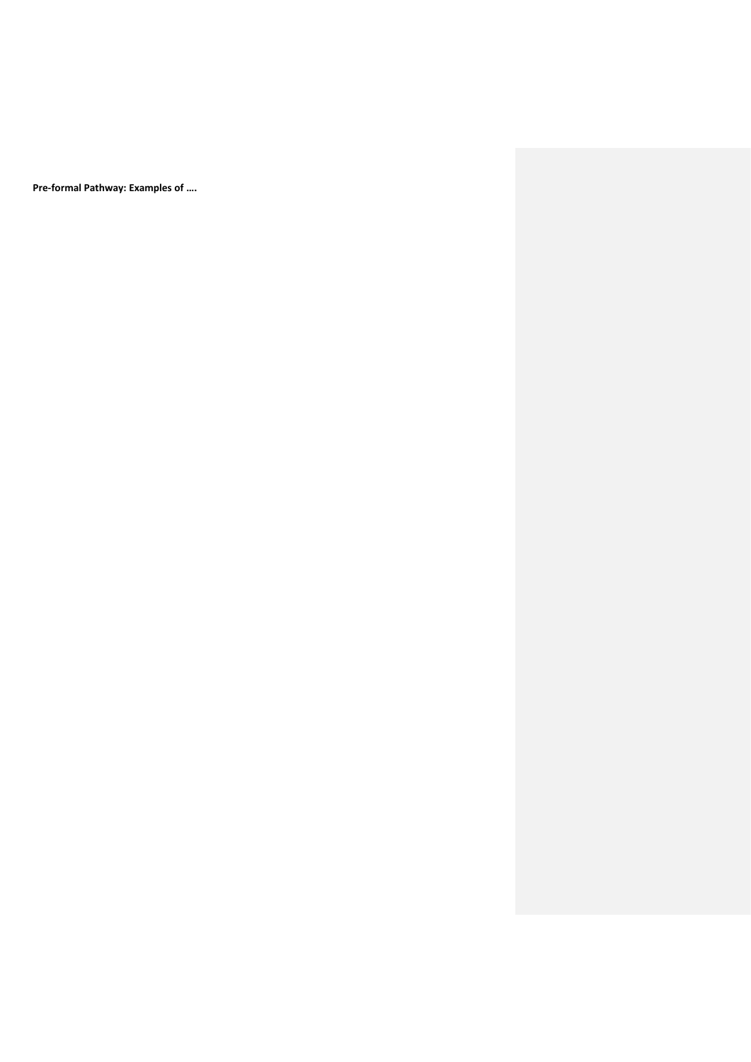**Pre-formal Pathway: Examples of ….**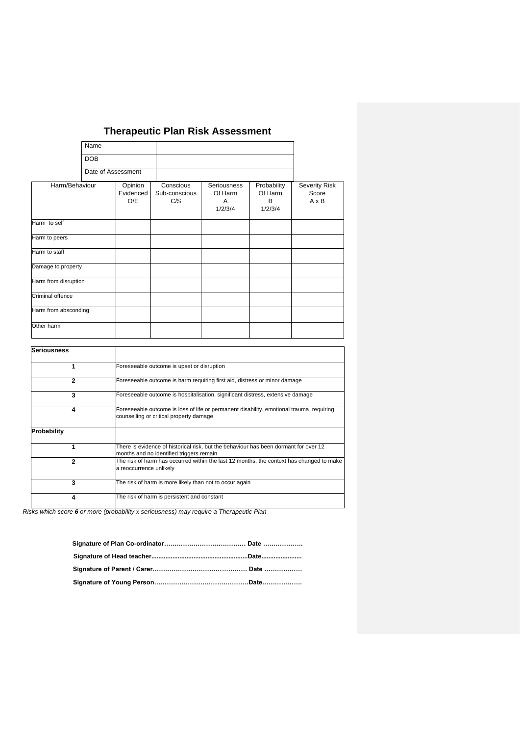# Therapeutic Plan Risk Assessment

| Name | |
|---|---|
| DOB | |
| Date of Assessment | |

| Harm/Behaviour | Opinion Evidenced O/E | Conscious Sub-conscious C/S | Seriousness Of Harm A 1/2/3/4 | Probability Of Harm B 1/2/3/4 | Severity Risk Score A x B |
|---|---|---|---|---|---|
| Harm to self | | | | | |
| Harm to peers | | | | | |
| Harm to staff | | | | | |
| Damage to property | | | | | |
| Harm from disruption | | | | | |
| Criminal offence | | | | | |
| Harm from absconding | | | | | |
| Other harm | | | | | |

| **Seriousness** | |
|---|---|
| **1** | Foreseeable outcome is upset or disruption |
| **2** | Foreseeable outcome is harm requiring first aid, distress or minor damage |
| **3** | Foreseeable outcome is hospitalisation, significant distress, extensive damage |
| **4** | Foreseeable outcome is loss of life or permanent disability, emotional trauma requiring counselling or critical property damage |
| **Probability** | |
| **1** | There is evidence of historical risk, but the behaviour has been dormant for over 12 months and no identified triggers remain |
| **2** | The risk of harm has occurred within the last 12 months, the context has changed to make a reoccurrence unlikely |
| **3** | The risk of harm is more likely than not to occur again |
| **4** | The risk of harm is persistent and constant |

*Risks which score **6** or more (probability x seriousness) may require a Therapeutic Plan*

**Signature of Plan Co-ordinator………………………………… Date ……………….**

**Signature of Head teacher.......................................................Date.......................**

**Signature of Parent / Carer……………………………………… Date ………………**

**Signature of Young Person………………………………………Date……………….**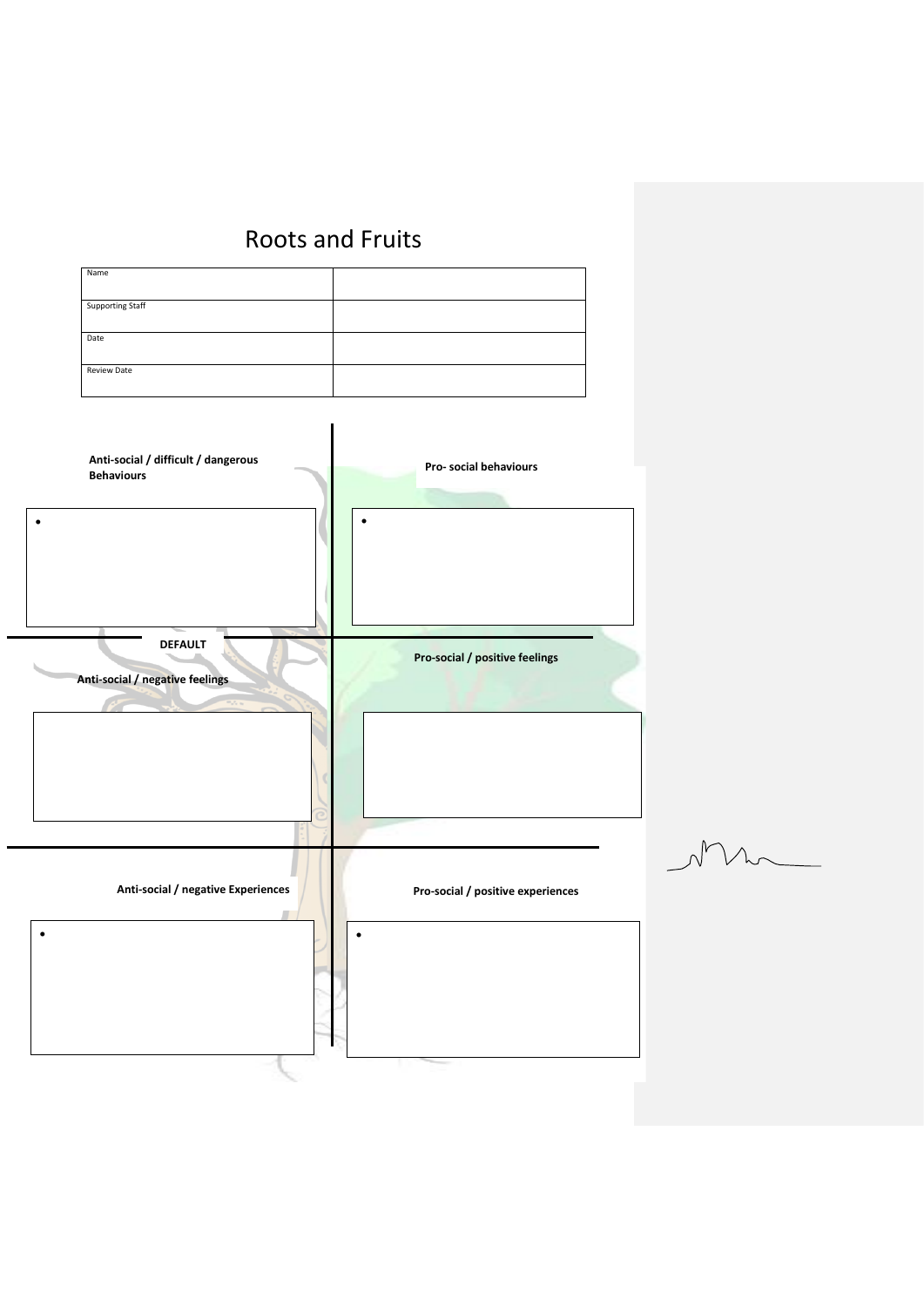# Roots and Fruits

| Name | |
|---|---|
| Supporting Staff | |
| Date | |
| Review Date | |

**Anti-social / difficult / dangerous Behaviours**

- 

**Pro- social behaviours**

- 

**DEFAULT**

**Anti-social / negative feelings**

**Pro-social / positive feelings**

**Anti-social / negative Experiences**

- 

**Pro-social / positive experiences**

-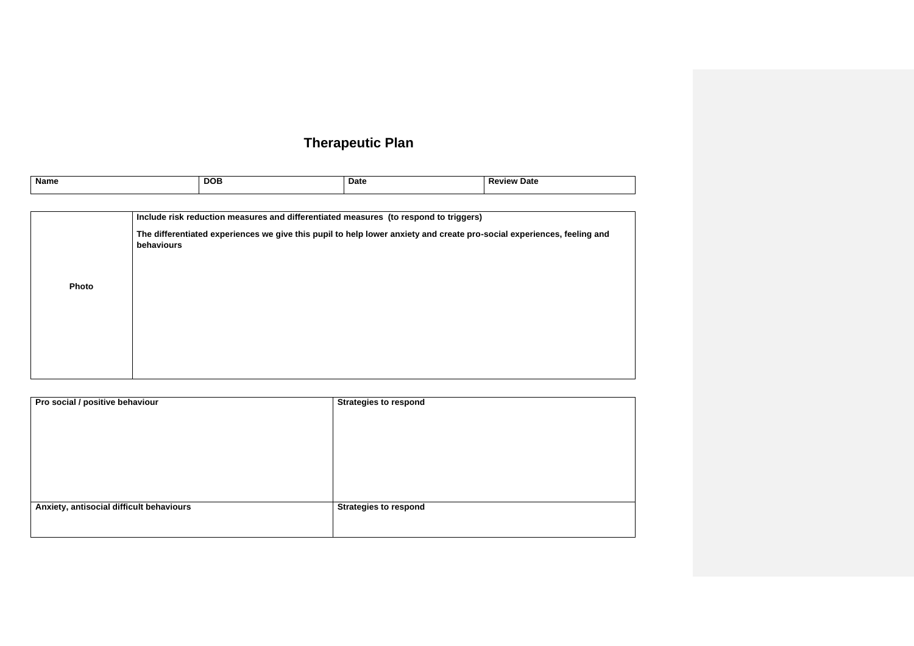# Therapeutic Plan

| Name | DOB | Date | Review Date |
| --- | --- | --- | --- |

| Photo | Include risk reduction measures and differentiated measures (to respond to triggers)<br><br>The differentiated experiences we give this pupil to help lower anxiety and create pro-social experiences, feeling and behaviours |
| --- | --- |

| Pro social / positive behaviour | Strategies to respond |
| --- | --- |
| **Anxiety, antisocial difficult behaviours** | **Strategies to respond** |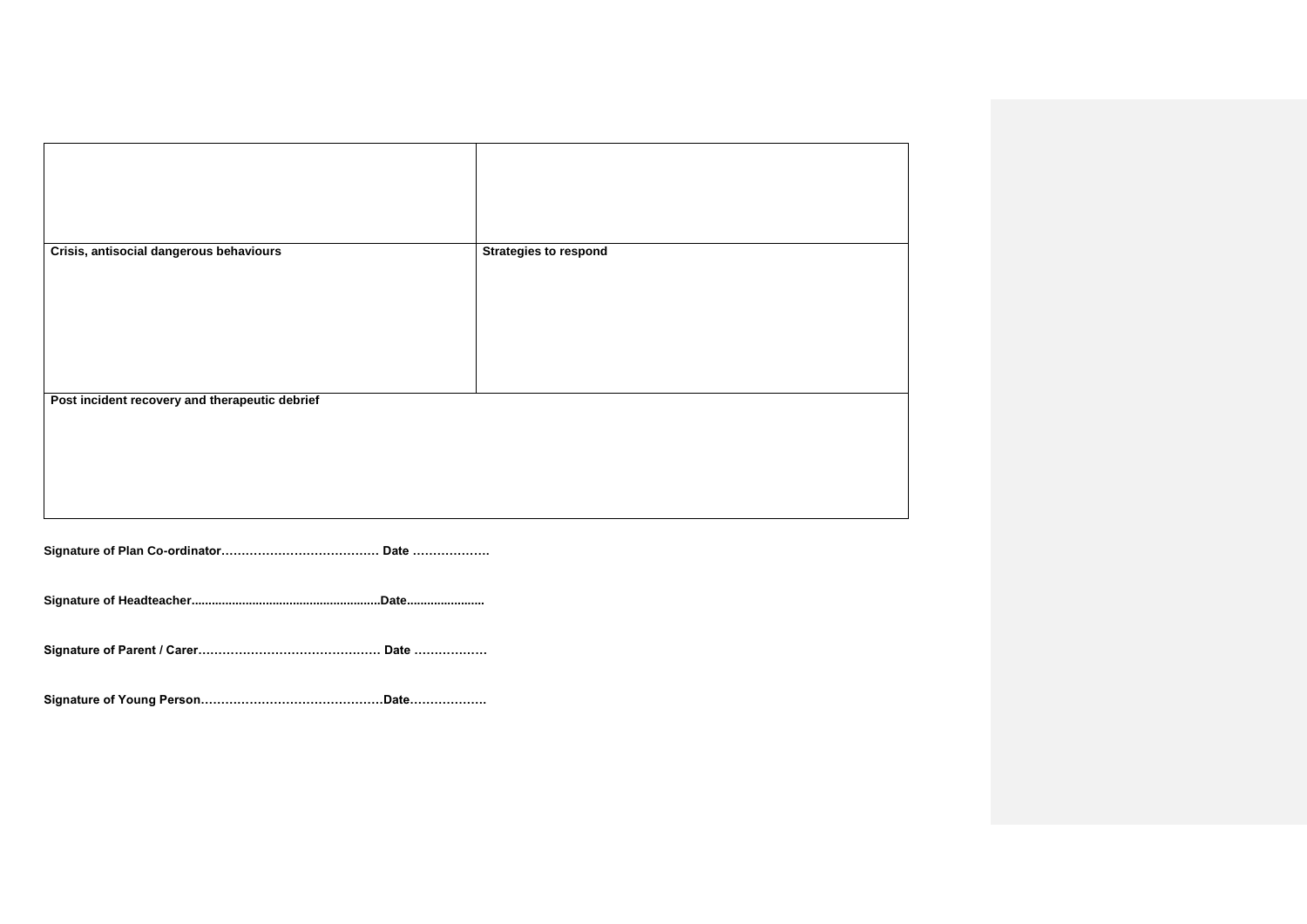| | |
|---|---|
| | |
| **Crisis, antisocial dangerous behaviours** | **Strategies to respond** |
| **Post incident recovery and therapeutic debrief** | |

**Signature of Plan Co-ordinator………………………………… Date ………………**

**Signature of Headteacher.......................................................Date......................**

**Signature of Parent / Carer……………………………………… Date ………………**

**Signature of Young Person………………………………………Date………………**